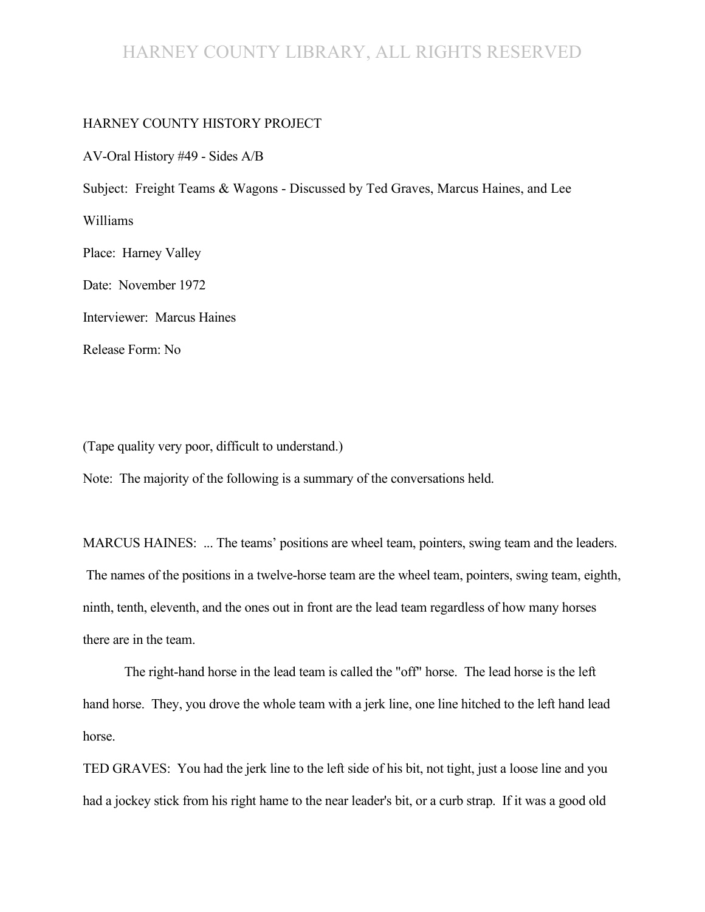HARNEY COUNTY HISTORY PROJECT

AV-Oral History #49 - Sides A/B

Subject: Freight Teams & Wagons - Discussed by Ted Graves, Marcus Haines, and Lee Williams

Place: Harney Valley

Date: November 1972

Interviewer: Marcus Haines

Release Form: No

(Tape quality very poor, difficult to understand.)

Note: The majority of the following is a summary of the conversations held.

MARCUS HAINES: ... The teams' positions are wheel team, pointers, swing team and the leaders. The names of the positions in a twelve-horse team are the wheel team, pointers, swing team, eighth, ninth, tenth, eleventh, and the ones out in front are the lead team regardless of how many horses there are in the team.

The right-hand horse in the lead team is called the "off" horse. The lead horse is the left hand horse. They, you drove the whole team with a jerk line, one line hitched to the left hand lead horse.

TED GRAVES: You had the jerk line to the left side of his bit, not tight, just a loose line and you had a jockey stick from his right hame to the near leader's bit, or a curb strap. If it was a good old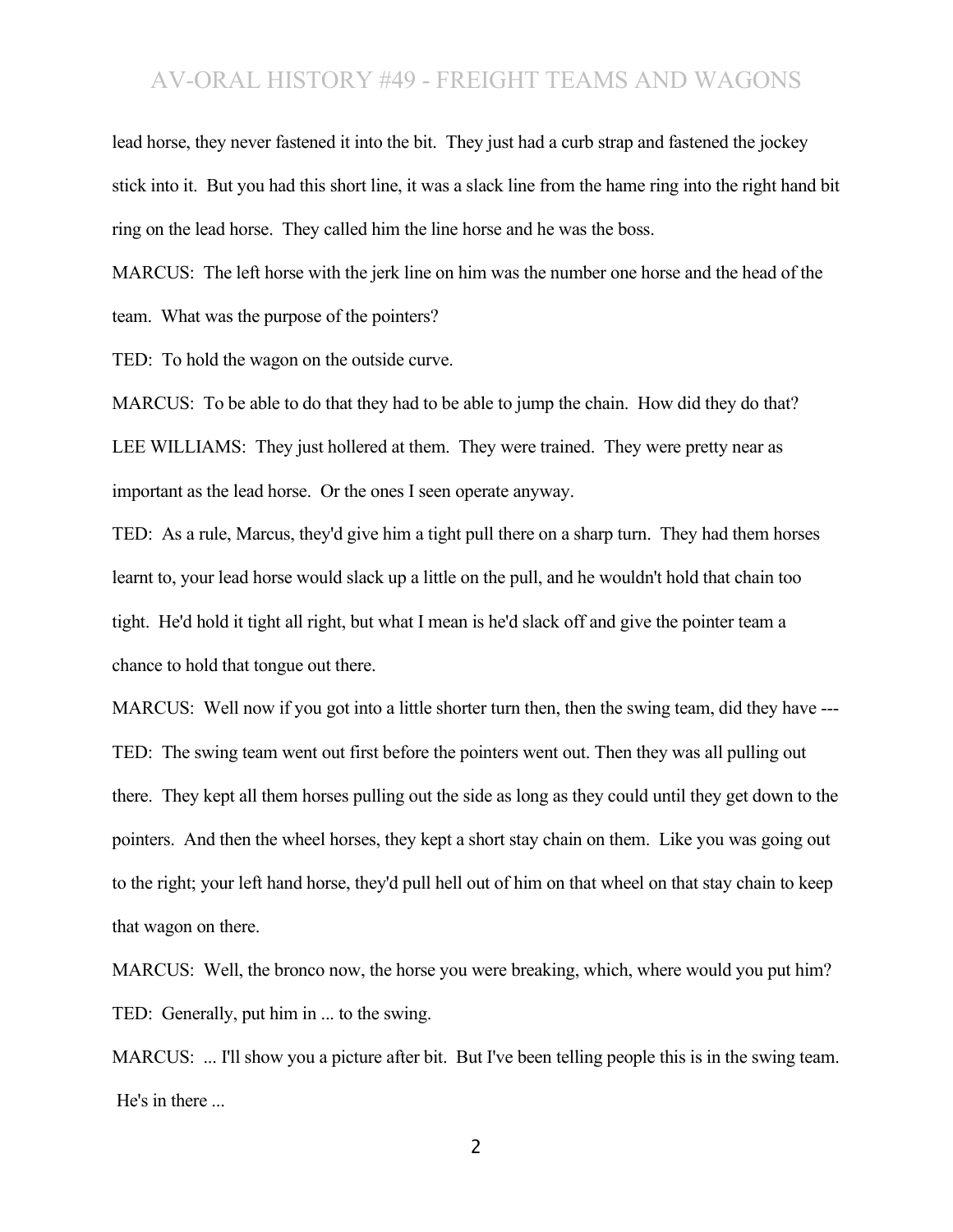lead horse, they never fastened it into the bit. They just had a curb strap and fastened the jockey stick into it. But you had this short line, it was a slack line from the hame ring into the right hand bit ring on the lead horse. They called him the line horse and he was the boss.

MARCUS: The left horse with the jerk line on him was the number one horse and the head of the team. What was the purpose of the pointers?

TED: To hold the wagon on the outside curve.

MARCUS: To be able to do that they had to be able to jump the chain. How did they do that?

LEE WILLIAMS: They just hollered at them. They were trained. They were pretty near as important as the lead horse. Or the ones I seen operate anyway.

TED: As a rule, Marcus, they'd give him a tight pull there on a sharp turn. They had them horses learnt to, your lead horse would slack up a little on the pull, and he wouldn't hold that chain too tight. He'd hold it tight all right, but what I mean is he'd slack off and give the pointer team a chance to hold that tongue out there.

MARCUS: Well now if you got into a little shorter turn then, then the swing team, did they have ---

TED: The swing team went out first before the pointers went out. Then they was all pulling out there. They kept all them horses pulling out the side as long as they could until they get down to the pointers. And then the wheel horses, they kept a short stay chain on them. Like you was going out to the right; your left hand horse, they'd pull hell out of him on that wheel on that stay chain to keep that wagon on there.

MARCUS: Well, the bronco now, the horse you were breaking, which, where would you put him?

TED: Generally, put him in ... to the swing.

MARCUS: ... I'll show you a picture after bit. But I've been telling people this is in the swing team. He's in there ...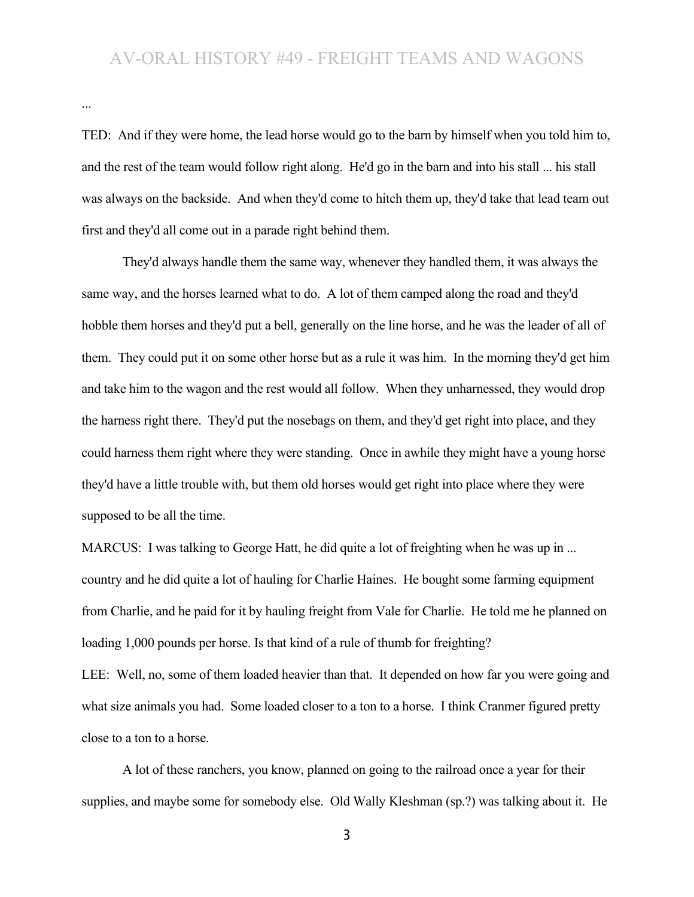...

TED: And if they were home, the lead horse would go to the barn by himself when you told him to, and the rest of the team would follow right along. He'd go in the barn and into his stall ... his stall was always on the backside. And when they'd come to hitch them up, they'd take that lead team out first and they'd all come out in a parade right behind them.

They'd always handle them the same way, whenever they handled them, it was always the same way, and the horses learned what to do. A lot of them camped along the road and they'd hobble them horses and they'd put a bell, generally on the line horse, and he was the leader of all of them. They could put it on some other horse but as a rule it was him. In the morning they'd get him and take him to the wagon and the rest would all follow. When they unharnessed, they would drop the harness right there. They'd put the nosebags on them, and they'd get right into place, and they could harness them right where they were standing. Once in awhile they might have a young horse they'd have a little trouble with, but them old horses would get right into place where they were supposed to be all the time.

MARCUS: I was talking to George Hatt, he did quite a lot of freighting when he was up in ... country and he did quite a lot of hauling for Charlie Haines. He bought some farming equipment from Charlie, and he paid for it by hauling freight from Vale for Charlie. He told me he planned on loading 1,000 pounds per horse. Is that kind of a rule of thumb for freighting?

LEE: Well, no, some of them loaded heavier than that. It depended on how far you were going and what size animals you had. Some loaded closer to a ton to a horse. I think Cranmer figured pretty close to a ton to a horse.

A lot of these ranchers, you know, planned on going to the railroad once a year for their supplies, and maybe some for somebody else. Old Wally Kleshman (sp.?) was talking about it. He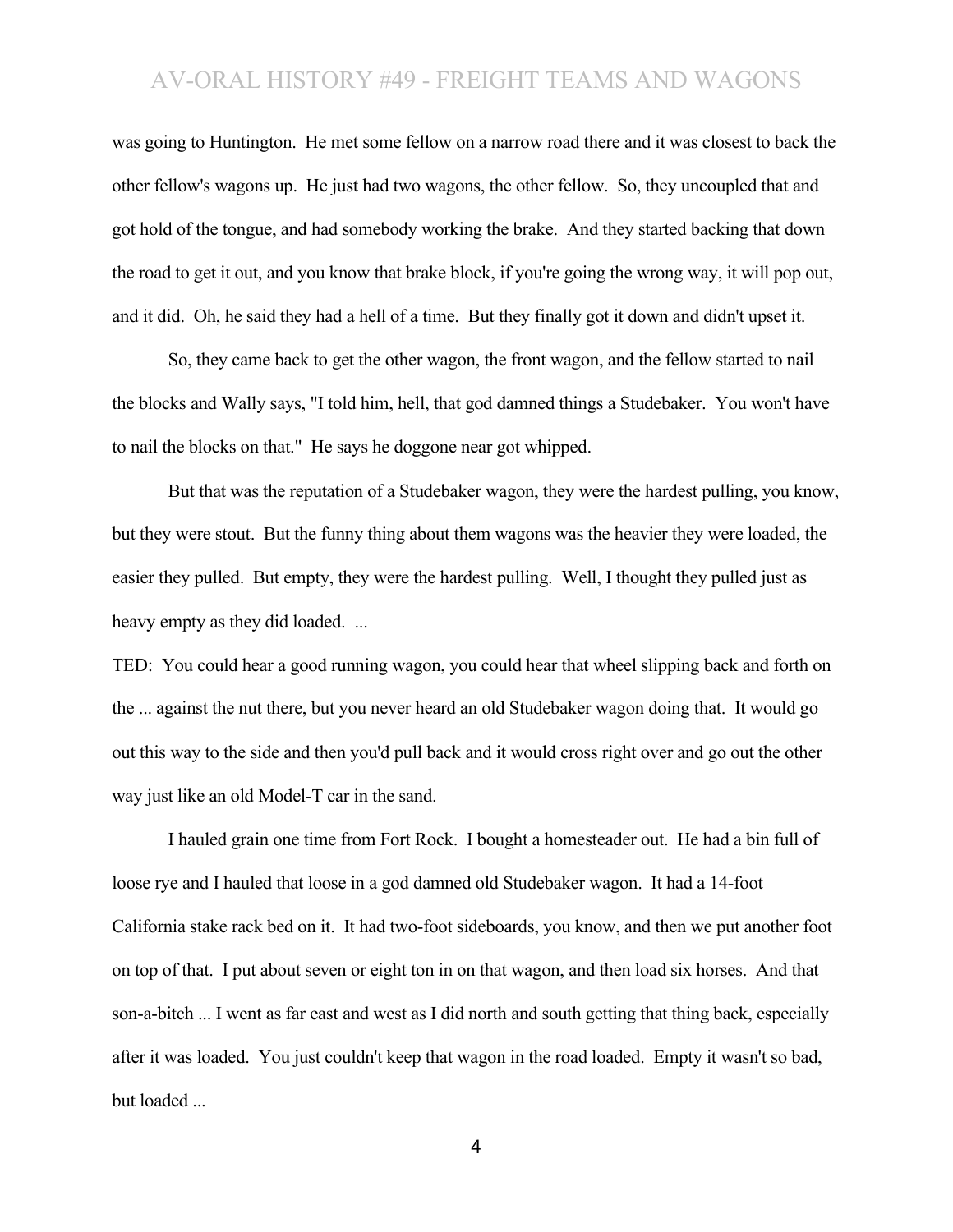was going to Huntington. He met some fellow on a narrow road there and it was closest to back the other fellow's wagons up. He just had two wagons, the other fellow. So, they uncoupled that and got hold of the tongue, and had somebody working the brake. And they started backing that down the road to get it out, and you know that brake block, if you're going the wrong way, it will pop out, and it did. Oh, he said they had a hell of a time. But they finally got it down and didn't upset it.

So, they came back to get the other wagon, the front wagon, and the fellow started to nail the blocks and Wally says, "I told him, hell, that god damned things a Studebaker. You won't have to nail the blocks on that." He says he doggone near got whipped.

But that was the reputation of a Studebaker wagon, they were the hardest pulling, you know, but they were stout. But the funny thing about them wagons was the heavier they were loaded, the easier they pulled. But empty, they were the hardest pulling. Well, I thought they pulled just as heavy empty as they did loaded. ...

TED: You could hear a good running wagon, you could hear that wheel slipping back and forth on the ... against the nut there, but you never heard an old Studebaker wagon doing that. It would go out this way to the side and then you'd pull back and it would cross right over and go out the other way just like an old Model-T car in the sand.

I hauled grain one time from Fort Rock. I bought a homesteader out. He had a bin full of loose rye and I hauled that loose in a god damned old Studebaker wagon. It had a 14-foot California stake rack bed on it. It had two-foot sideboards, you know, and then we put another foot on top of that. I put about seven or eight ton in on that wagon, and then load six horses. And that son-a-bitch ... I went as far east and west as I did north and south getting that thing back, especially after it was loaded. You just couldn't keep that wagon in the road loaded. Empty it wasn't so bad, but loaded ...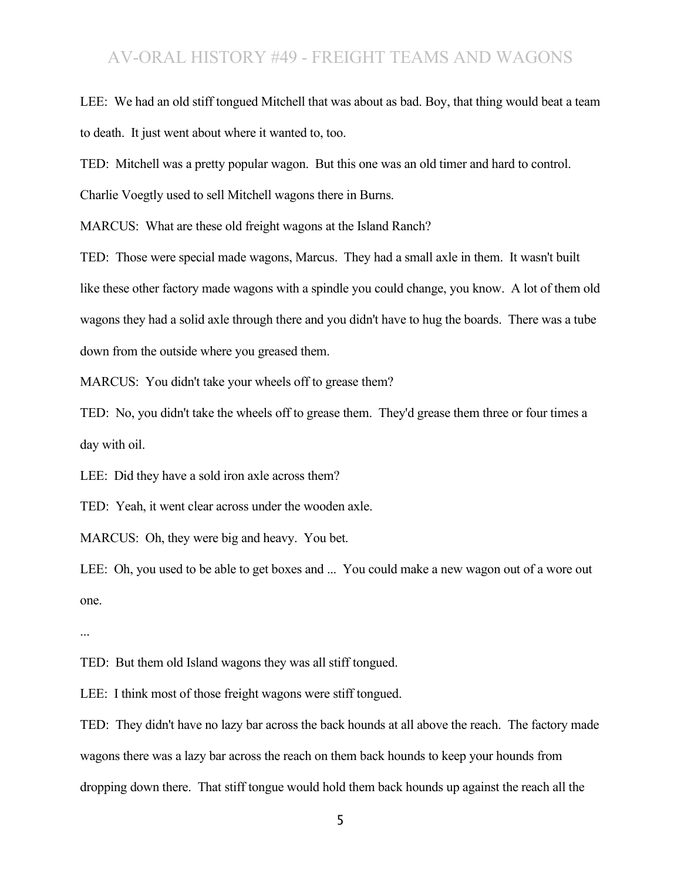LEE: We had an old stiff tongued Mitchell that was about as bad. Boy, that thing would beat a team to death. It just went about where it wanted to, too.

TED: Mitchell was a pretty popular wagon. But this one was an old timer and hard to control. Charlie Voegtly used to sell Mitchell wagons there in Burns.

MARCUS: What are these old freight wagons at the Island Ranch?

TED: Those were special made wagons, Marcus. They had a small axle in them. It wasn't built like these other factory made wagons with a spindle you could change, you know. A lot of them old wagons they had a solid axle through there and you didn't have to hug the boards. There was a tube down from the outside where you greased them.

MARCUS: You didn't take your wheels off to grease them?

TED: No, you didn't take the wheels off to grease them. They'd grease them three or four times a day with oil.

LEE: Did they have a sold iron axle across them?

TED: Yeah, it went clear across under the wooden axle.

MARCUS: Oh, they were big and heavy. You bet.

LEE: Oh, you used to be able to get boxes and ... You could make a new wagon out of a wore out one.

...

TED: But them old Island wagons they was all stiff tongued.

LEE: I think most of those freight wagons were stiff tongued.

TED: They didn't have no lazy bar across the back hounds at all above the reach. The factory made wagons there was a lazy bar across the reach on them back hounds to keep your hounds from dropping down there. That stiff tongue would hold them back hounds up against the reach all the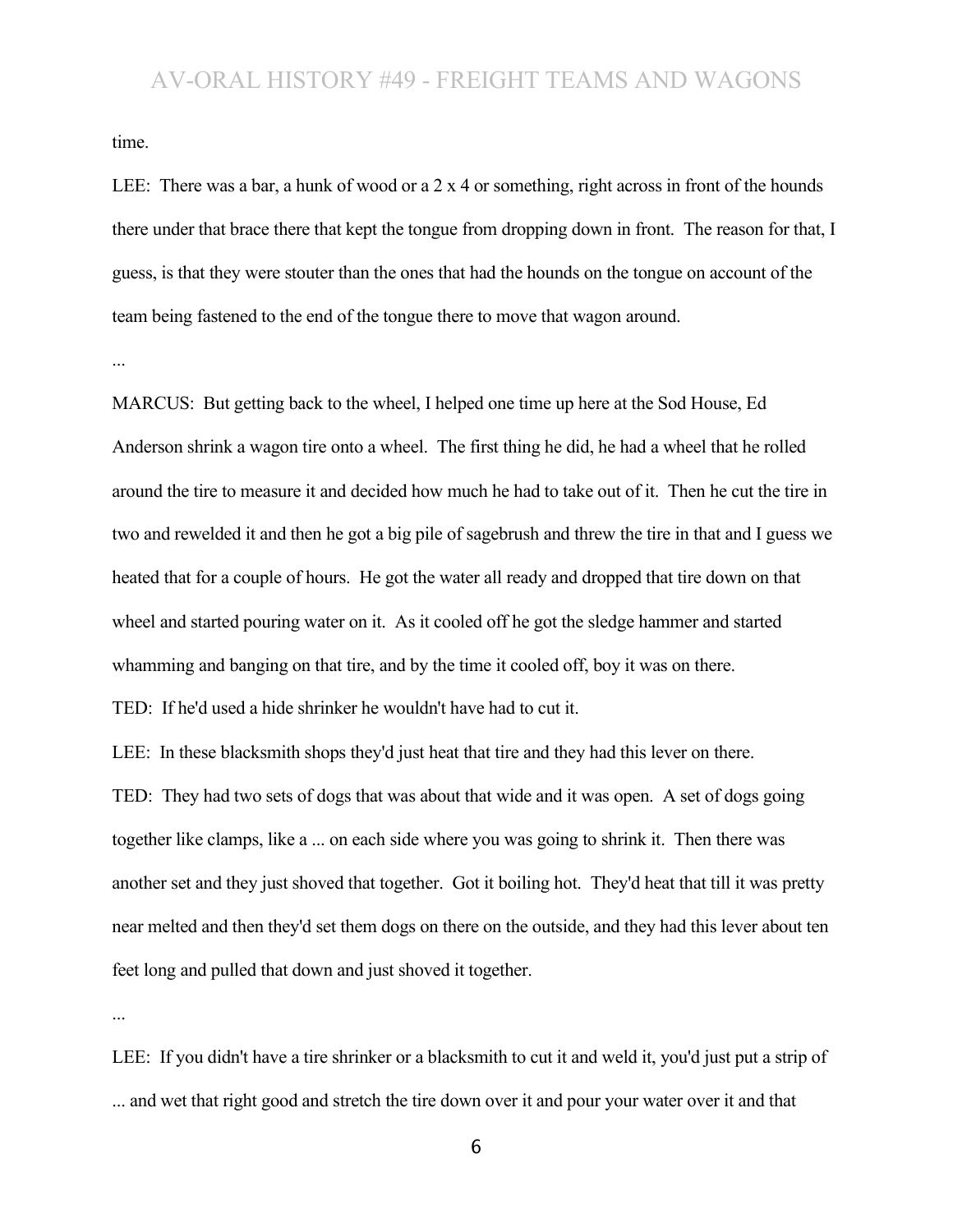time.

LEE: There was a bar, a hunk of wood or a 2 x 4 or something, right across in front of the hounds there under that brace there that kept the tongue from dropping down in front. The reason for that, I guess, is that they were stouter than the ones that had the hounds on the tongue on account of the team being fastened to the end of the tongue there to move that wagon around.

...

MARCUS: But getting back to the wheel, I helped one time up here at the Sod House, Ed Anderson shrink a wagon tire onto a wheel. The first thing he did, he had a wheel that he rolled around the tire to measure it and decided how much he had to take out of it. Then he cut the tire in two and rewelded it and then he got a big pile of sagebrush and threw the tire in that and I guess we heated that for a couple of hours. He got the water all ready and dropped that tire down on that wheel and started pouring water on it. As it cooled off he got the sledge hammer and started whamming and banging on that tire, and by the time it cooled off, boy it was on there.

TED: If he'd used a hide shrinker he wouldn't have had to cut it.

LEE: In these blacksmith shops they'd just heat that tire and they had this lever on there.

TED: They had two sets of dogs that was about that wide and it was open. A set of dogs going together like clamps, like a ... on each side where you was going to shrink it. Then there was another set and they just shoved that together. Got it boiling hot. They'd heat that till it was pretty near melted and then they'd set them dogs on there on the outside, and they had this lever about ten feet long and pulled that down and just shoved it together.

...

LEE: If you didn't have a tire shrinker or a blacksmith to cut it and weld it, you'd just put a strip of ... and wet that right good and stretch the tire down over it and pour your water over it and that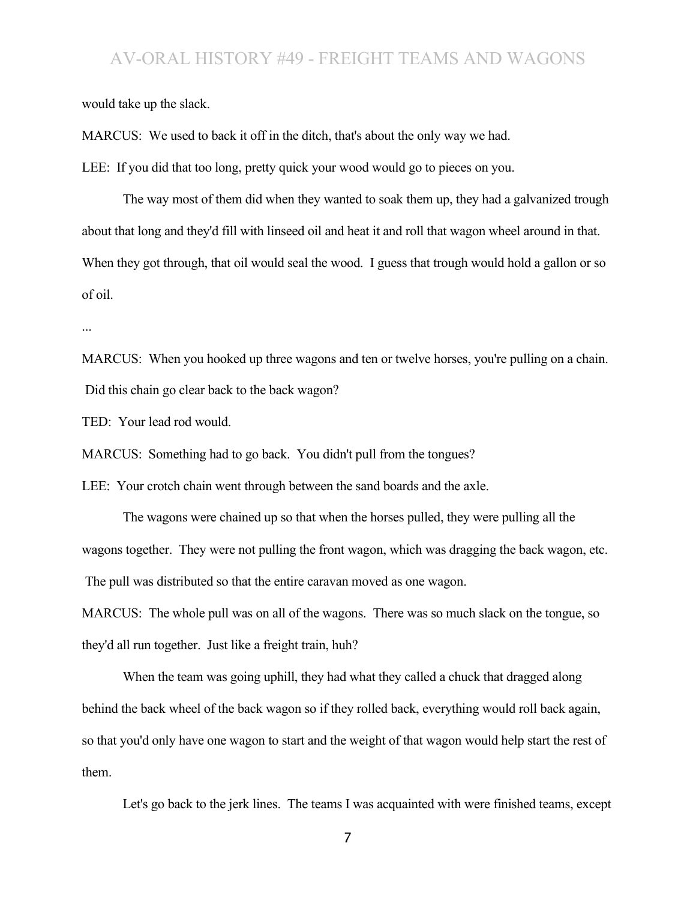would take up the slack.

MARCUS: We used to back it off in the ditch, that's about the only way we had.

LEE: If you did that too long, pretty quick your wood would go to pieces on you.

The way most of them did when they wanted to soak them up, they had a galvanized trough about that long and they'd fill with linseed oil and heat it and roll that wagon wheel around in that. When they got through, that oil would seal the wood. I guess that trough would hold a gallon or so of oil.

...

MARCUS: When you hooked up three wagons and ten or twelve horses, you're pulling on a chain. Did this chain go clear back to the back wagon?

TED: Your lead rod would.

MARCUS: Something had to go back. You didn't pull from the tongues?

LEE: Your crotch chain went through between the sand boards and the axle.

The wagons were chained up so that when the horses pulled, they were pulling all the wagons together. They were not pulling the front wagon, which was dragging the back wagon, etc. The pull was distributed so that the entire caravan moved as one wagon.

MARCUS: The whole pull was on all of the wagons. There was so much slack on the tongue, so they'd all run together. Just like a freight train, huh?

When the team was going uphill, they had what they called a chuck that dragged along behind the back wheel of the back wagon so if they rolled back, everything would roll back again, so that you'd only have one wagon to start and the weight of that wagon would help start the rest of them.

Let's go back to the jerk lines. The teams I was acquainted with were finished teams, except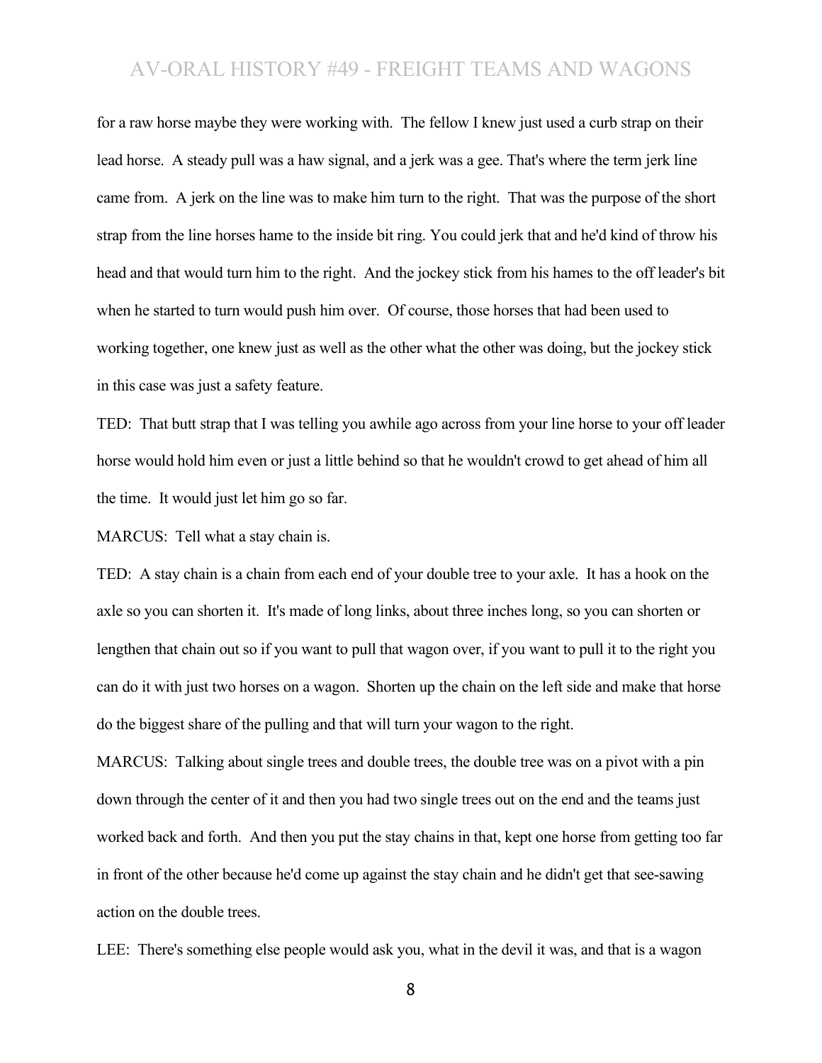for a raw horse maybe they were working with. The fellow I knew just used a curb strap on their lead horse. A steady pull was a haw signal, and a jerk was a gee. That's where the term jerk line came from. A jerk on the line was to make him turn to the right. That was the purpose of the short strap from the line horses hame to the inside bit ring. You could jerk that and he'd kind of throw his head and that would turn him to the right. And the jockey stick from his hames to the off leader's bit when he started to turn would push him over. Of course, those horses that had been used to working together, one knew just as well as the other what the other was doing, but the jockey stick in this case was just a safety feature.

TED: That butt strap that I was telling you awhile ago across from your line horse to your off leader horse would hold him even or just a little behind so that he wouldn't crowd to get ahead of him all the time. It would just let him go so far.

MARCUS: Tell what a stay chain is.

TED: A stay chain is a chain from each end of your double tree to your axle. It has a hook on the axle so you can shorten it. It's made of long links, about three inches long, so you can shorten or lengthen that chain out so if you want to pull that wagon over, if you want to pull it to the right you can do it with just two horses on a wagon. Shorten up the chain on the left side and make that horse do the biggest share of the pulling and that will turn your wagon to the right.

MARCUS: Talking about single trees and double trees, the double tree was on a pivot with a pin down through the center of it and then you had two single trees out on the end and the teams just worked back and forth. And then you put the stay chains in that, kept one horse from getting too far in front of the other because he'd come up against the stay chain and he didn't get that see-sawing action on the double trees.

LEE: There's something else people would ask you, what in the devil it was, and that is a wagon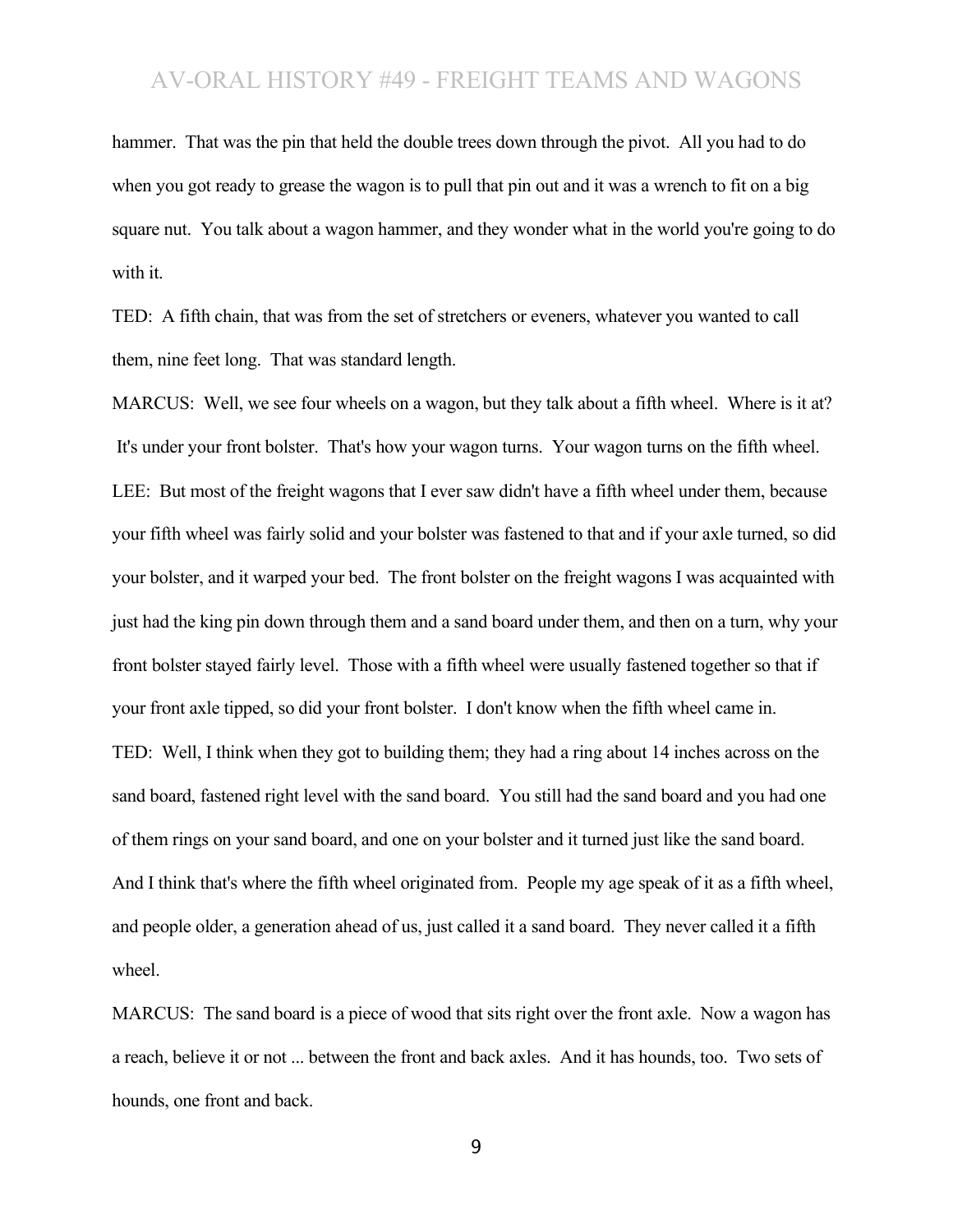hammer. That was the pin that held the double trees down through the pivot. All you had to do when you got ready to grease the wagon is to pull that pin out and it was a wrench to fit on a big square nut. You talk about a wagon hammer, and they wonder what in the world you're going to do with it.

TED: A fifth chain, that was from the set of stretchers or eveners, whatever you wanted to call them, nine feet long. That was standard length.

MARCUS: Well, we see four wheels on a wagon, but they talk about a fifth wheel. Where is it at? It's under your front bolster. That's how your wagon turns. Your wagon turns on the fifth wheel.

LEE: But most of the freight wagons that I ever saw didn't have a fifth wheel under them, because your fifth wheel was fairly solid and your bolster was fastened to that and if your axle turned, so did your bolster, and it warped your bed. The front bolster on the freight wagons I was acquainted with just had the king pin down through them and a sand board under them, and then on a turn, why your front bolster stayed fairly level. Those with a fifth wheel were usually fastened together so that if your front axle tipped, so did your front bolster. I don't know when the fifth wheel came in.

TED: Well, I think when they got to building them; they had a ring about 14 inches across on the sand board, fastened right level with the sand board. You still had the sand board and you had one of them rings on your sand board, and one on your bolster and it turned just like the sand board. And I think that's where the fifth wheel originated from. People my age speak of it as a fifth wheel, and people older, a generation ahead of us, just called it a sand board. They never called it a fifth wheel.

MARCUS: The sand board is a piece of wood that sits right over the front axle. Now a wagon has a reach, believe it or not ... between the front and back axles. And it has hounds, too. Two sets of hounds, one front and back.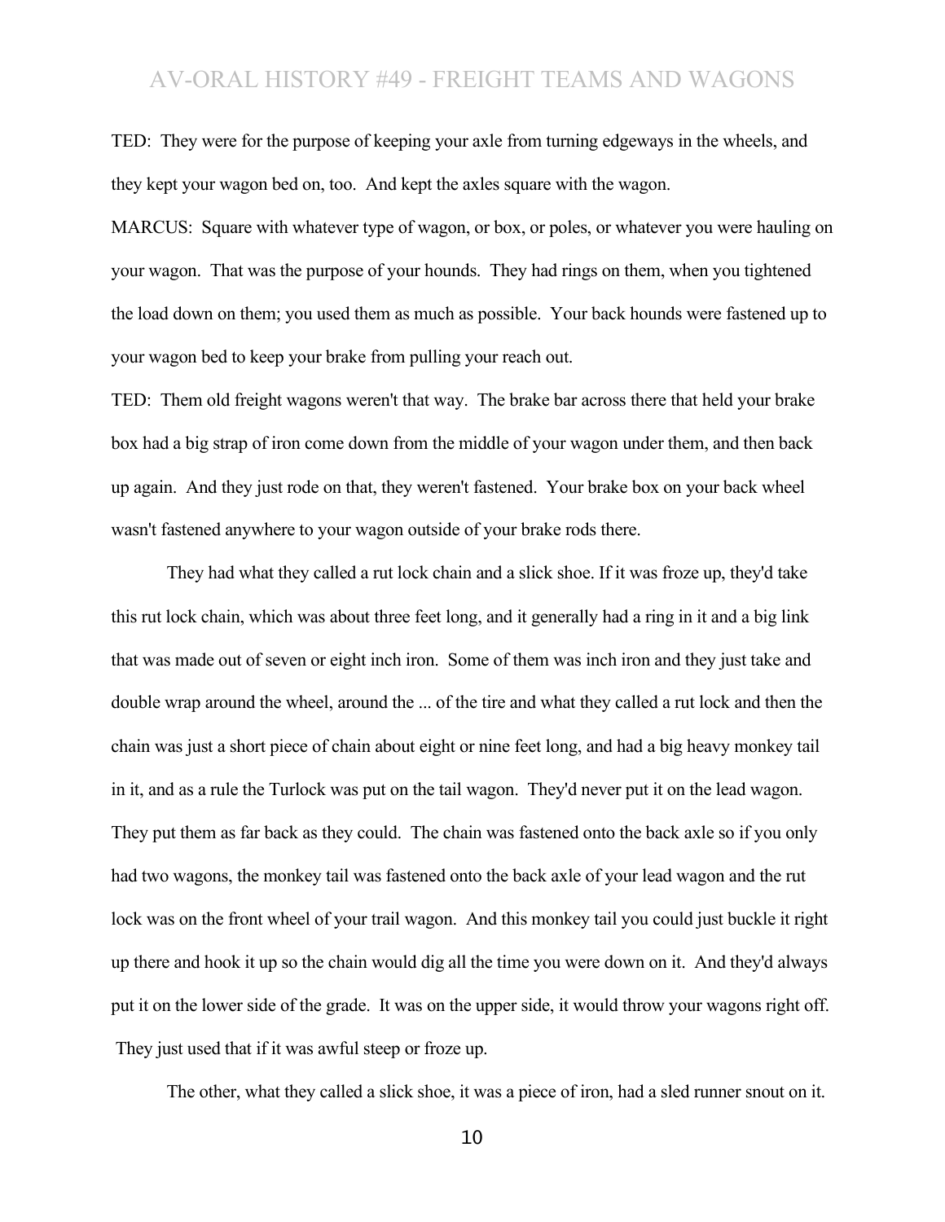TED: They were for the purpose of keeping your axle from turning edgeways in the wheels, and they kept your wagon bed on, too. And kept the axles square with the wagon.

MARCUS: Square with whatever type of wagon, or box, or poles, or whatever you were hauling on your wagon. That was the purpose of your hounds. They had rings on them, when you tightened the load down on them; you used them as much as possible. Your back hounds were fastened up to your wagon bed to keep your brake from pulling your reach out.

TED: Them old freight wagons weren't that way. The brake bar across there that held your brake box had a big strap of iron come down from the middle of your wagon under them, and then back up again. And they just rode on that, they weren't fastened. Your brake box on your back wheel wasn't fastened anywhere to your wagon outside of your brake rods there.

They had what they called a rut lock chain and a slick shoe. If it was froze up, they'd take this rut lock chain, which was about three feet long, and it generally had a ring in it and a big link that was made out of seven or eight inch iron. Some of them was inch iron and they just take and double wrap around the wheel, around the ... of the tire and what they called a rut lock and then the chain was just a short piece of chain about eight or nine feet long, and had a big heavy monkey tail in it, and as a rule the Turlock was put on the tail wagon. They'd never put it on the lead wagon. They put them as far back as they could. The chain was fastened onto the back axle so if you only had two wagons, the monkey tail was fastened onto the back axle of your lead wagon and the rut lock was on the front wheel of your trail wagon. And this monkey tail you could just buckle it right up there and hook it up so the chain would dig all the time you were down on it. And they'd always put it on the lower side of the grade. It was on the upper side, it would throw your wagons right off. They just used that if it was awful steep or froze up.

The other, what they called a slick shoe, it was a piece of iron, had a sled runner snout on it.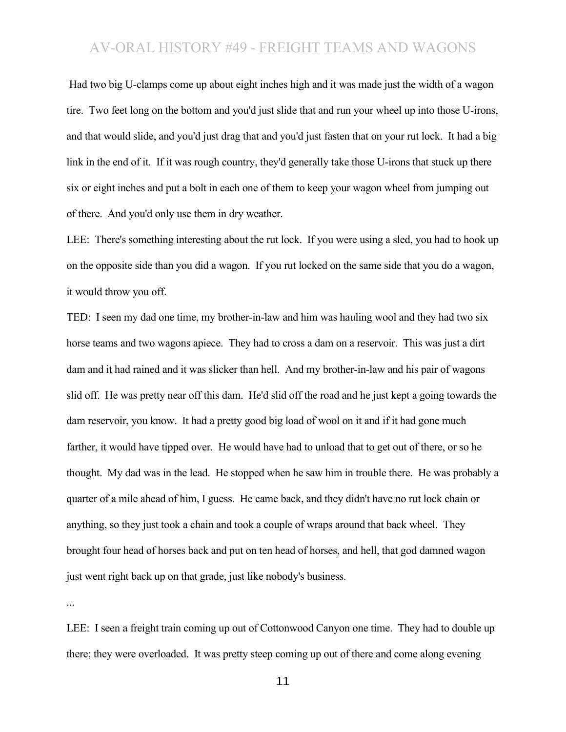Had two big U-clamps come up about eight inches high and it was made just the width of a wagon tire. Two feet long on the bottom and you'd just slide that and run your wheel up into those U-irons, and that would slide, and you'd just drag that and you'd just fasten that on your rut lock. It had a big link in the end of it. If it was rough country, they'd generally take those U-irons that stuck up there six or eight inches and put a bolt in each one of them to keep your wagon wheel from jumping out of there. And you'd only use them in dry weather.

LEE: There's something interesting about the rut lock. If you were using a sled, you had to hook up on the opposite side than you did a wagon. If you rut locked on the same side that you do a wagon, it would throw you off.

TED: I seen my dad one time, my brother-in-law and him was hauling wool and they had two six horse teams and two wagons apiece. They had to cross a dam on a reservoir. This was just a dirt dam and it had rained and it was slicker than hell. And my brother-in-law and his pair of wagons slid off. He was pretty near off this dam. He'd slid off the road and he just kept a going towards the dam reservoir, you know. It had a pretty good big load of wool on it and if it had gone much farther, it would have tipped over. He would have had to unload that to get out of there, or so he thought. My dad was in the lead. He stopped when he saw him in trouble there. He was probably a quarter of a mile ahead of him, I guess. He came back, and they didn't have no rut lock chain or anything, so they just took a chain and took a couple of wraps around that back wheel. They brought four head of horses back and put on ten head of horses, and hell, that god damned wagon just went right back up on that grade, just like nobody's business.

...

LEE: I seen a freight train coming up out of Cottonwood Canyon one time. They had to double up there; they were overloaded. It was pretty steep coming up out of there and come along evening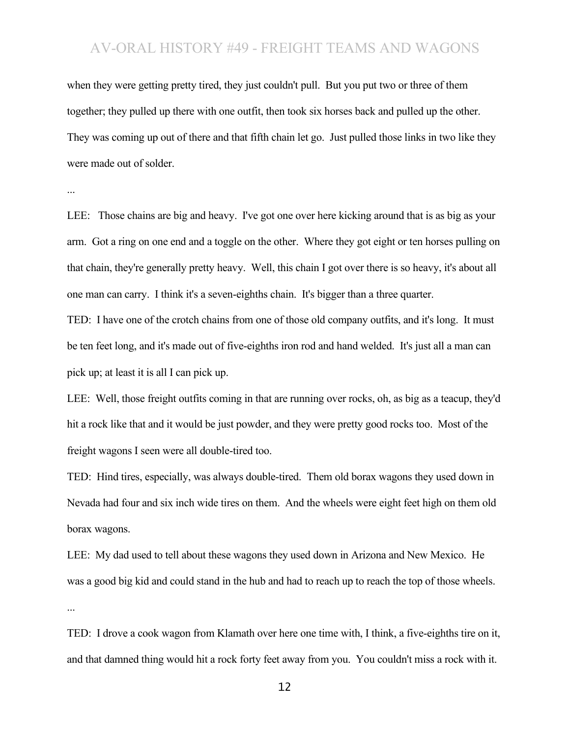when they were getting pretty tired, they just couldn't pull. But you put two or three of them together; they pulled up there with one outfit, then took six horses back and pulled up the other. They was coming up out of there and that fifth chain let go. Just pulled those links in two like they were made out of solder.

...

LEE: Those chains are big and heavy. I've got one over here kicking around that is as big as your arm. Got a ring on one end and a toggle on the other. Where they got eight or ten horses pulling on that chain, they're generally pretty heavy. Well, this chain I got over there is so heavy, it's about all one man can carry. I think it's a seven-eighths chain. It's bigger than a three quarter.

TED: I have one of the crotch chains from one of those old company outfits, and it's long. It must be ten feet long, and it's made out of five-eighths iron rod and hand welded. It's just all a man can pick up; at least it is all I can pick up.

LEE: Well, those freight outfits coming in that are running over rocks, oh, as big as a teacup, they'd hit a rock like that and it would be just powder, and they were pretty good rocks too. Most of the freight wagons I seen were all double-tired too.

TED: Hind tires, especially, was always double-tired. Them old borax wagons they used down in Nevada had four and six inch wide tires on them. And the wheels were eight feet high on them old borax wagons.

LEE: My dad used to tell about these wagons they used down in Arizona and New Mexico. He was a good big kid and could stand in the hub and had to reach up to reach the top of those wheels.

...

TED: I drove a cook wagon from Klamath over here one time with, I think, a five-eighths tire on it, and that damned thing would hit a rock forty feet away from you. You couldn't miss a rock with it.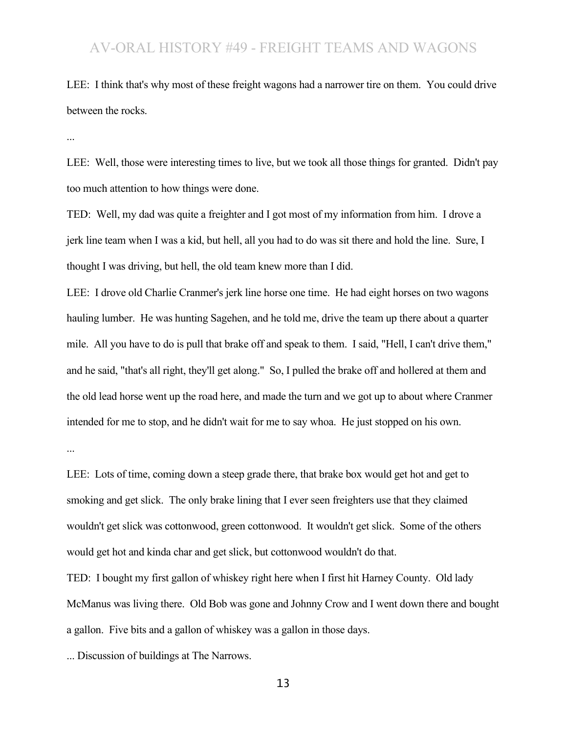LEE: I think that's why most of these freight wagons had a narrower tire on them. You could drive between the rocks.

...

LEE: Well, those were interesting times to live, but we took all those things for granted. Didn't pay too much attention to how things were done.

TED: Well, my dad was quite a freighter and I got most of my information from him. I drove a jerk line team when I was a kid, but hell, all you had to do was sit there and hold the line. Sure, I thought I was driving, but hell, the old team knew more than I did.

LEE: I drove old Charlie Cranmer's jerk line horse one time. He had eight horses on two wagons hauling lumber. He was hunting Sagehen, and he told me, drive the team up there about a quarter mile. All you have to do is pull that brake off and speak to them. I said, "Hell, I can't drive them," and he said, "that's all right, they'll get along." So, I pulled the brake off and hollered at them and the old lead horse went up the road here, and made the turn and we got up to about where Cranmer intended for me to stop, and he didn't wait for me to say whoa. He just stopped on his own.

...

LEE: Lots of time, coming down a steep grade there, that brake box would get hot and get to smoking and get slick. The only brake lining that I ever seen freighters use that they claimed wouldn't get slick was cottonwood, green cottonwood. It wouldn't get slick. Some of the others would get hot and kinda char and get slick, but cottonwood wouldn't do that.

TED: I bought my first gallon of whiskey right here when I first hit Harney County. Old lady McManus was living there. Old Bob was gone and Johnny Crow and I went down there and bought a gallon. Five bits and a gallon of whiskey was a gallon in those days.

... Discussion of buildings at The Narrows.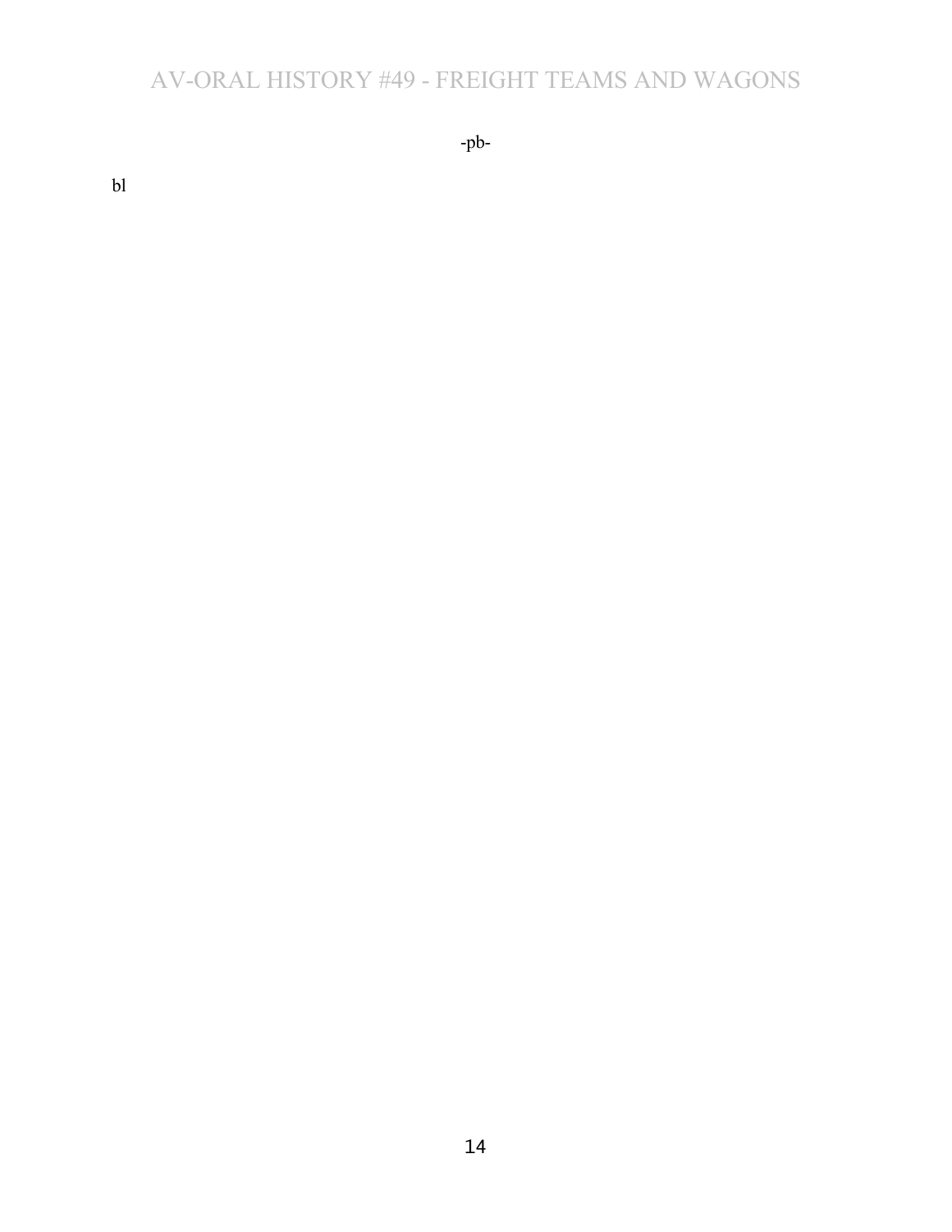-pb-

bl